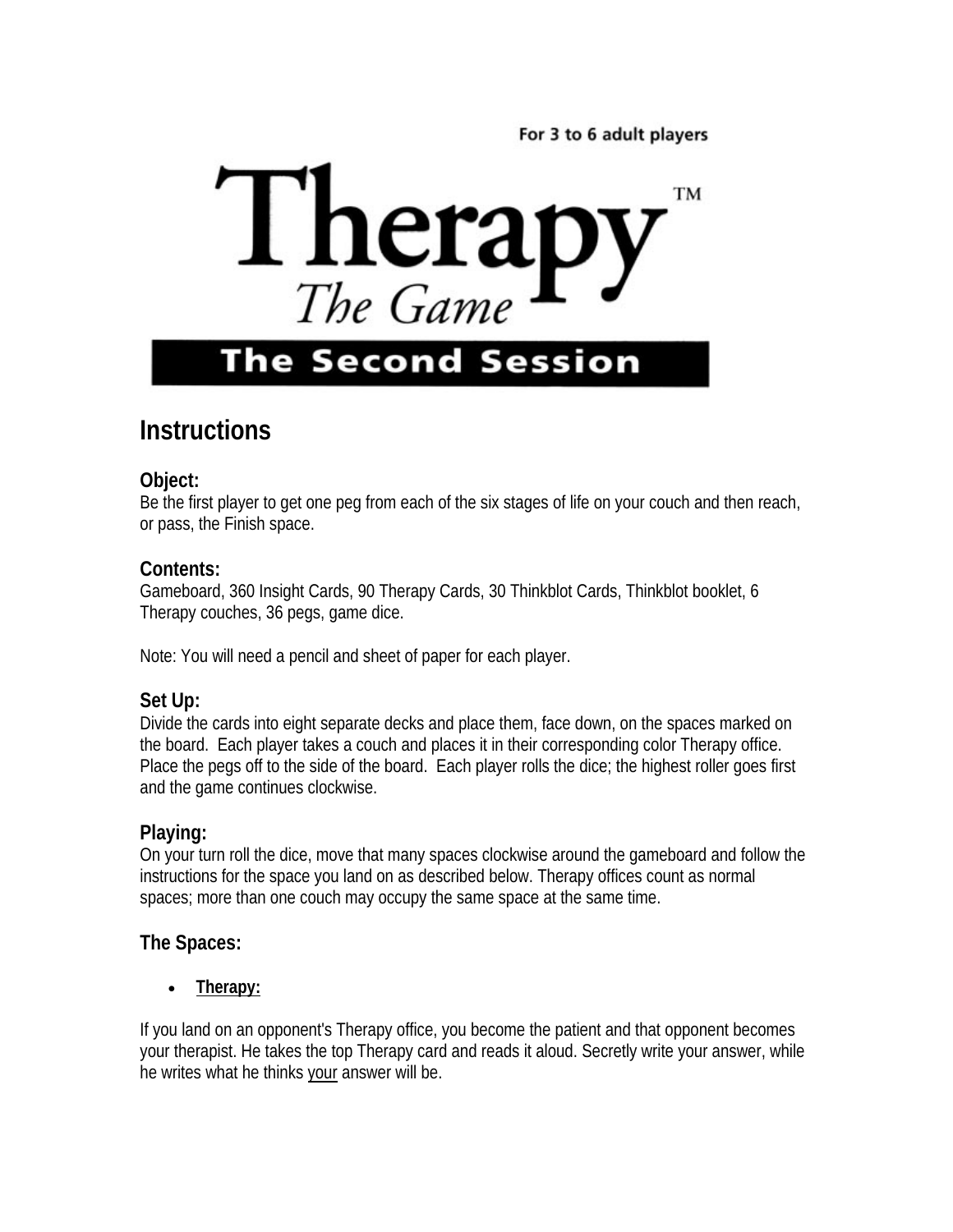For 3 to 6 adult players

# Therapy™

*The Game*

**The Second Session**

## Instructions

### Object:

Be the first player to get one peg from each of the six stages of life on your couch and then reach, or pass, the Finish space.

### Contents:

Gameboard, 360 Insight Cards, 90 Therapy Cards, 30 Thinkblot Cards, Thinkblot booklet, 6 Therapy couches, 36 pegs, game dice.

Note: You will need a pencil and sheet of paper for each player.

### Set Up:

Divide the cards into eight separate decks and place them, face down, on the spaces marked on the board. Each player takes a couch and places it in their corresponding color Therapy office. Place the pegs off to the side of the board. Each player rolls the dice; the highest roller goes first and the game continues clockwise.

### Playing:

On your turn roll the dice, move that many spaces clockwise around the gameboard and follow the instructions for the space you land on as described below. Therapy offices count as normal spaces; more than one couch may occupy the same space at the same time.

### The Spaces:

- **Therapy:**

If you land on an opponent's Therapy office, you become the patient and that opponent becomes your therapist. He takes the top Therapy card and reads it aloud. Secretly write your answer, while he writes what he thinks your answer will be.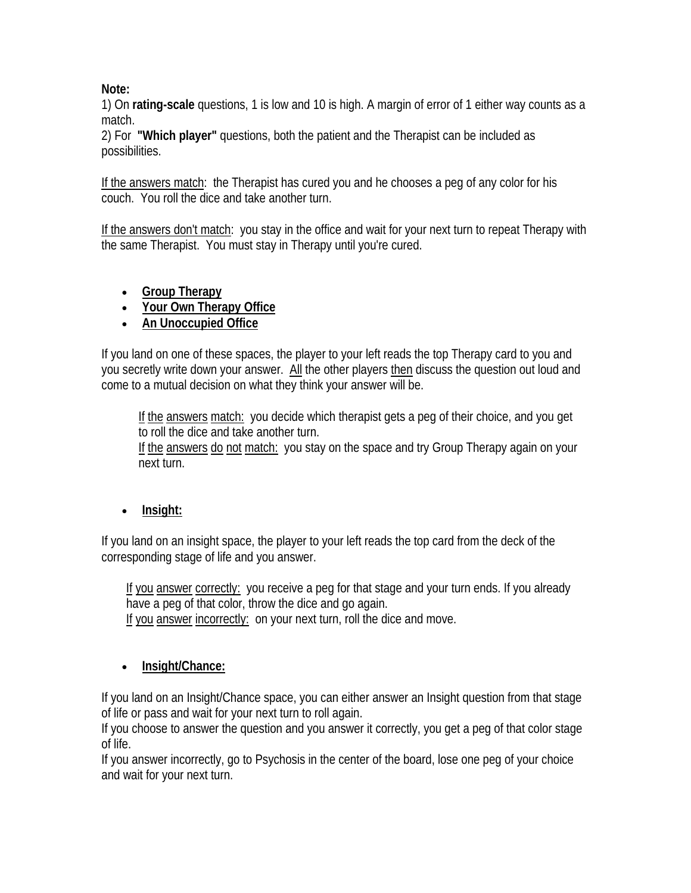**Note:**
1) On **rating-scale** questions, 1 is low and 10 is high. A margin of error of 1 either way counts as a match.
2) For **"Which player"** questions, both the patient and the Therapist can be included as possibilities.

If the answers match: the Therapist has cured you and he chooses a peg of any color for his couch. You roll the dice and take another turn.

If the answers don't match: you stay in the office and wait for your next turn to repeat Therapy with the same Therapist. You must stay in Therapy until you're cured.

- **Group Therapy**
- **Your Own Therapy Office**
- **An Unoccupied Office**

If you land on one of these spaces, the player to your left reads the top Therapy card to you and you secretly write down your answer. All the other players then discuss the question out loud and come to a mutual decision on what they think your answer will be.

> If the answers match: you decide which therapist gets a peg of their choice, and you get to roll the dice and take another turn.
> If the answers do not match: you stay on the space and try Group Therapy again on your next turn.

- **Insight:**

If you land on an insight space, the player to your left reads the top card from the deck of the corresponding stage of life and you answer.

> If you answer correctly: you receive a peg for that stage and your turn ends. If you already have a peg of that color, throw the dice and go again.
> If you answer incorrectly: on your next turn, roll the dice and move.

- **Insight/Chance:**

If you land on an Insight/Chance space, you can either answer an Insight question from that stage of life or pass and wait for your next turn to roll again.
If you choose to answer the question and you answer it correctly, you get a peg of that color stage of life.
If you answer incorrectly, go to Psychosis in the center of the board, lose one peg of your choice and wait for your next turn.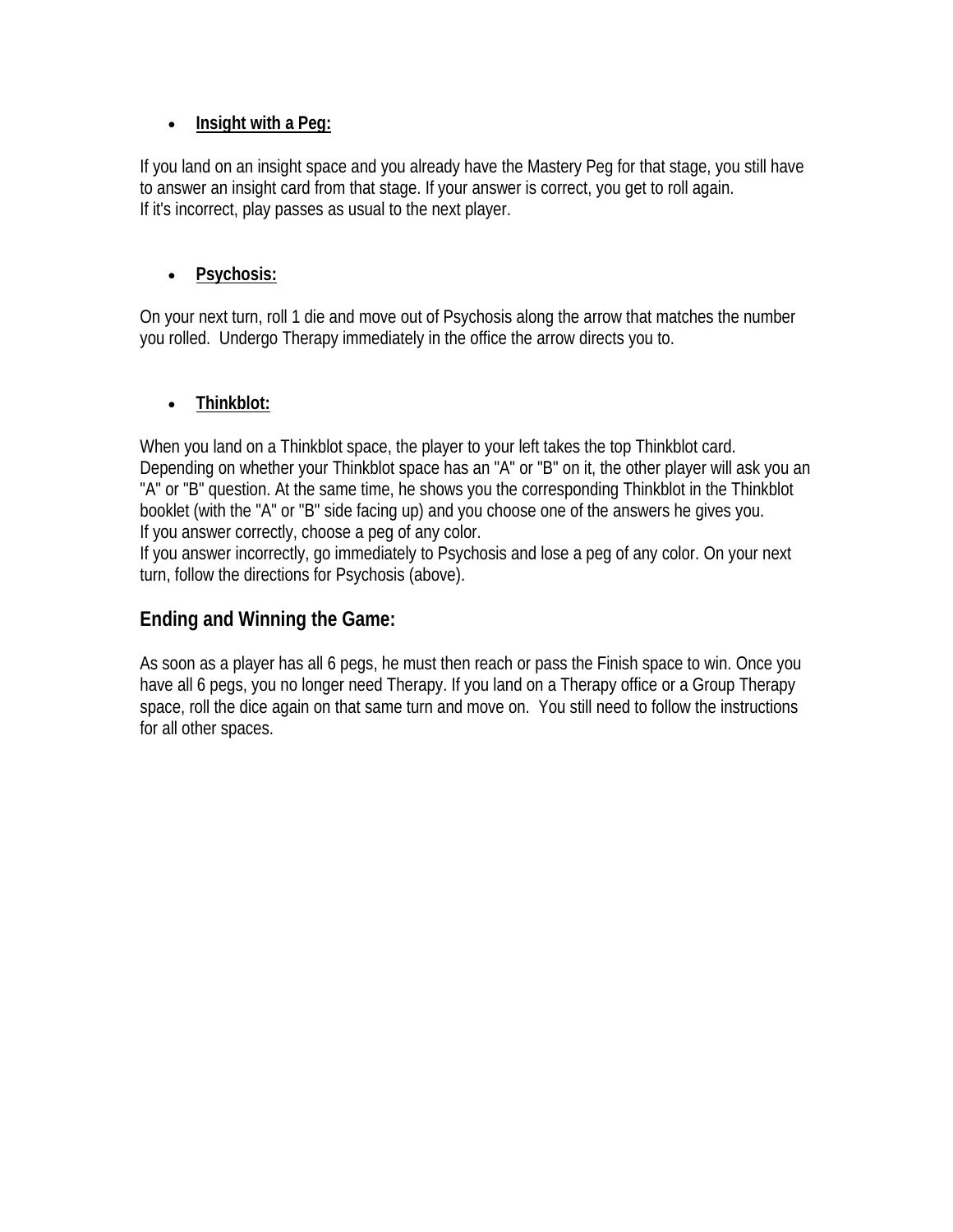- **Insight with a Peg:**

If you land on an insight space and you already have the Mastery Peg for that stage, you still have to answer an insight card from that stage. If your answer is correct, you get to roll again.
If it's incorrect, play passes as usual to the next player.

- **Psychosis:**

On your next turn, roll 1 die and move out of Psychosis along the arrow that matches the number you rolled. Undergo Therapy immediately in the office the arrow directs you to.

- **Thinkblot:**

When you land on a Thinkblot space, the player to your left takes the top Thinkblot card. Depending on whether your Thinkblot space has an "A" or "B" on it, the other player will ask you an "A" or "B" question. At the same time, he shows you the corresponding Thinkblot in the Thinkblot booklet (with the "A" or "B" side facing up) and you choose one of the answers he gives you.
If you answer correctly, choose a peg of any color.
If you answer incorrectly, go immediately to Psychosis and lose a peg of any color. On your next turn, follow the directions for Psychosis (above).

## Ending and Winning the Game:

As soon as a player has all 6 pegs, he must then reach or pass the Finish space to win. Once you have all 6 pegs, you no longer need Therapy. If you land on a Therapy office or a Group Therapy space, roll the dice again on that same turn and move on. You still need to follow the instructions for all other spaces.